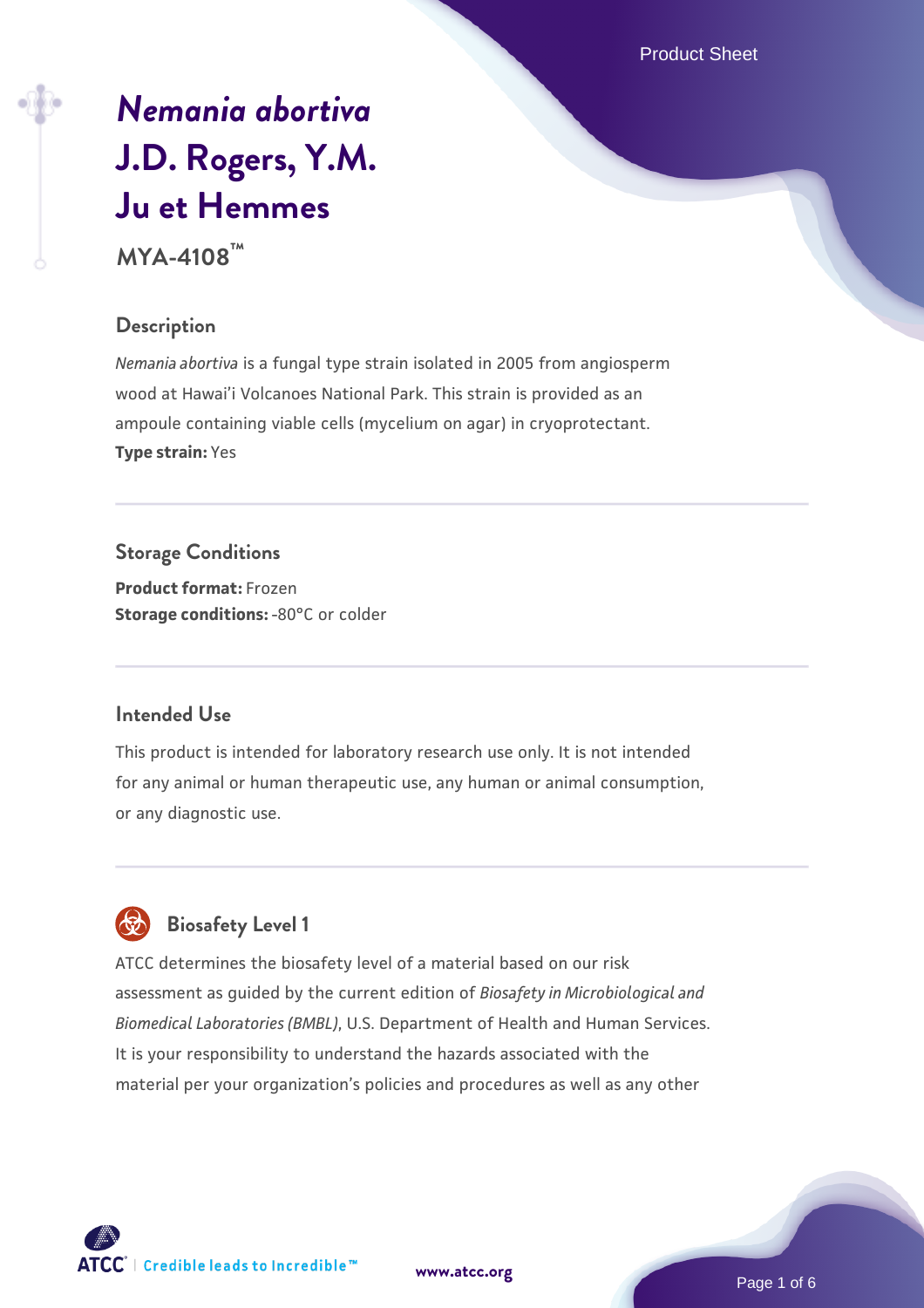# *Nemania abortiva* J.D. Rogers, Y.M. Ju et Hemmes

**MYA-4108™**

## Description

*Nemania abortiva* is a fungal type strain isolated in 2005 from angiosperm wood at Hawai'i Volcanoes National Park. This strain is provided as an ampoule containing viable cells (mycelium on agar) in cryoprotectant.

**Type strain:** Yes

## Storage Conditions

**Product format:** Frozen

**Storage conditions:** -80°C or colder

## Intended Use

This product is intended for laboratory research use only. It is not intended for any animal or human therapeutic use, any human or animal consumption, or any diagnostic use.

## Biosafety Level 1

ATCC determines the biosafety level of a material based on our risk assessment as guided by the current edition of *Biosafety in Microbiological and Biomedical Laboratories (BMBL)*, U.S. Department of Health and Human Services. It is your responsibility to understand the hazards associated with the material per your organization's policies and procedures as well as any other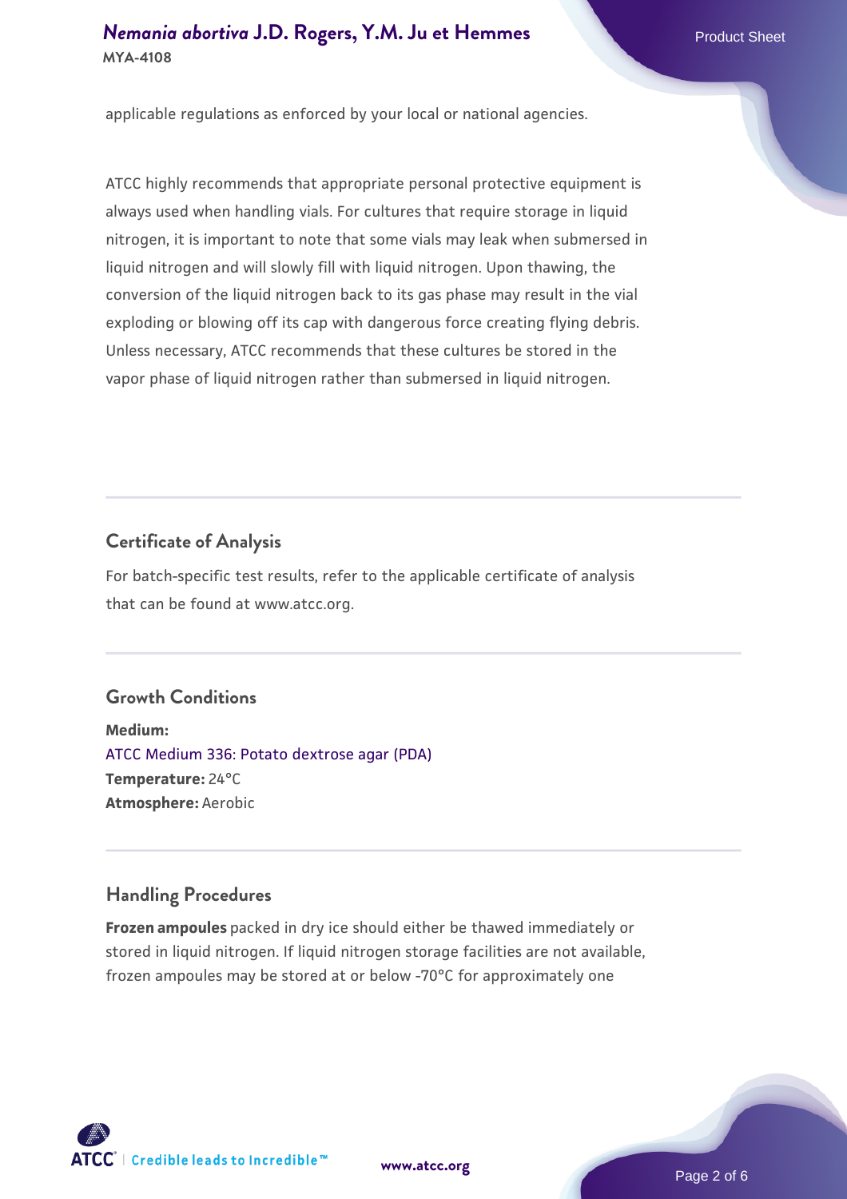applicable regulations as enforced by your local or national agencies.

ATCC highly recommends that appropriate personal protective equipment is always used when handling vials. For cultures that require storage in liquid nitrogen, it is important to note that some vials may leak when submersed in liquid nitrogen and will slowly fill with liquid nitrogen. Upon thawing, the conversion of the liquid nitrogen back to its gas phase may result in the vial exploding or blowing off its cap with dangerous force creating flying debris. Unless necessary, ATCC recommends that these cultures be stored in the vapor phase of liquid nitrogen rather than submersed in liquid nitrogen.

## Certificate of Analysis

For batch-specific test results, refer to the applicable certificate of analysis that can be found at www.atcc.org.

## Growth Conditions

**Medium:**
ATCC Medium 336: Potato dextrose agar (PDA)
**Temperature:** 24°C
**Atmosphere:** Aerobic

## Handling Procedures

**Frozen ampoules** packed in dry ice should either be thawed immediately or stored in liquid nitrogen. If liquid nitrogen storage facilities are not available, frozen ampoules may be stored at or below -70°C for approximately one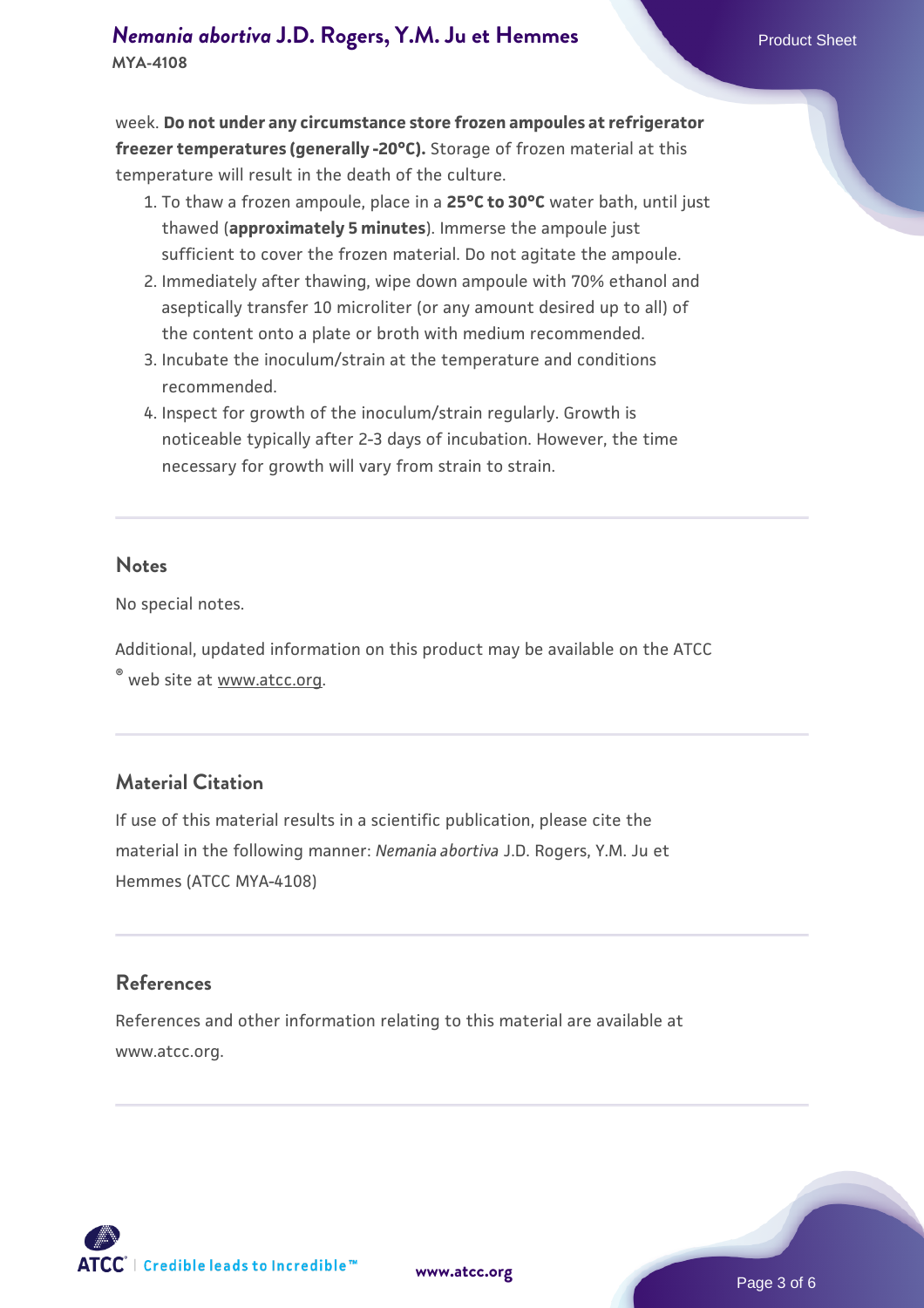week. **Do not under any circumstance store frozen ampoules at refrigerator freezer temperatures (generally -20°C).** Storage of frozen material at this temperature will result in the death of the culture.

1. To thaw a frozen ampoule, place in a **25°C to 30°C** water bath, until just thawed (**approximately 5 minutes**). Immerse the ampoule just sufficient to cover the frozen material. Do not agitate the ampoule.
2. Immediately after thawing, wipe down ampoule with 70% ethanol and aseptically transfer 10 microliter (or any amount desired up to all) of the content onto a plate or broth with medium recommended.
3. Incubate the inoculum/strain at the temperature and conditions recommended.
4. Inspect for growth of the inoculum/strain regularly. Growth is noticeable typically after 2-3 days of incubation. However, the time necessary for growth will vary from strain to strain.

## Notes

No special notes.

Additional, updated information on this product may be available on the ATCC ® web site at www.atcc.org.

## Material Citation

If use of this material results in a scientific publication, please cite the material in the following manner: *Nemania abortiva* J.D. Rogers, Y.M. Ju et Hemmes (ATCC MYA-4108)

## References

References and other information relating to this material are available at www.atcc.org.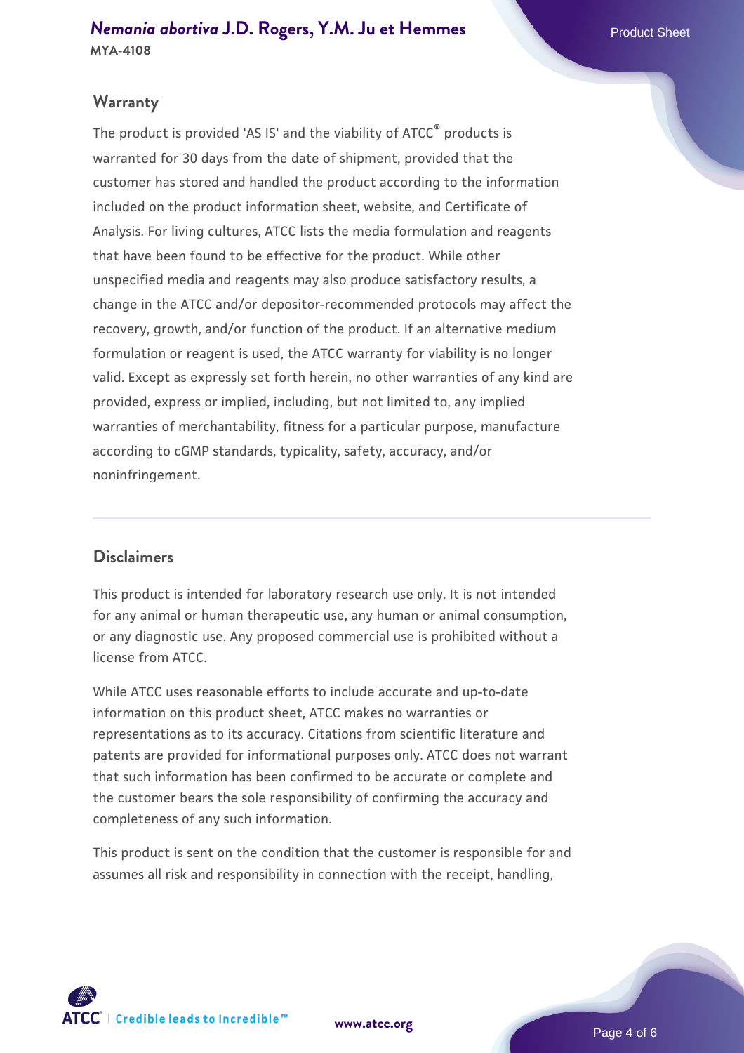## Warranty

The product is provided 'AS IS' and the viability of ATCC® products is warranted for 30 days from the date of shipment, provided that the customer has stored and handled the product according to the information included on the product information sheet, website, and Certificate of Analysis. For living cultures, ATCC lists the media formulation and reagents that have been found to be effective for the product. While other unspecified media and reagents may also produce satisfactory results, a change in the ATCC and/or depositor-recommended protocols may affect the recovery, growth, and/or function of the product. If an alternative medium formulation or reagent is used, the ATCC warranty for viability is no longer valid. Except as expressly set forth herein, no other warranties of any kind are provided, express or implied, including, but not limited to, any implied warranties of merchantability, fitness for a particular purpose, manufacture according to cGMP standards, typicality, safety, accuracy, and/or noninfringement.

## Disclaimers

This product is intended for laboratory research use only. It is not intended for any animal or human therapeutic use, any human or animal consumption, or any diagnostic use. Any proposed commercial use is prohibited without a license from ATCC.

While ATCC uses reasonable efforts to include accurate and up-to-date information on this product sheet, ATCC makes no warranties or representations as to its accuracy. Citations from scientific literature and patents are provided for informational purposes only. ATCC does not warrant that such information has been confirmed to be accurate or complete and the customer bears the sole responsibility of confirming the accuracy and completeness of any such information.

This product is sent on the condition that the customer is responsible for and assumes all risk and responsibility in connection with the receipt, handling,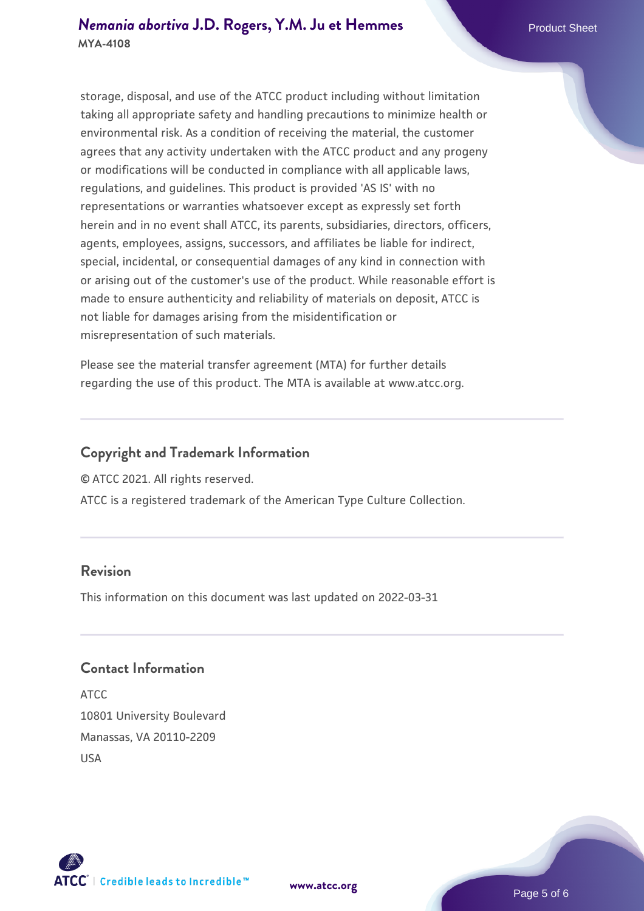storage, disposal, and use of the ATCC product including without limitation taking all appropriate safety and handling precautions to minimize health or environmental risk. As a condition of receiving the material, the customer agrees that any activity undertaken with the ATCC product and any progeny or modifications will be conducted in compliance with all applicable laws, regulations, and guidelines. This product is provided 'AS IS' with no representations or warranties whatsoever except as expressly set forth herein and in no event shall ATCC, its parents, subsidiaries, directors, officers, agents, employees, assigns, successors, and affiliates be liable for indirect, special, incidental, or consequential damages of any kind in connection with or arising out of the customer's use of the product. While reasonable effort is made to ensure authenticity and reliability of materials on deposit, ATCC is not liable for damages arising from the misidentification or misrepresentation of such materials.

Please see the material transfer agreement (MTA) for further details regarding the use of this product. The MTA is available at www.atcc.org.

## Copyright and Trademark Information

© ATCC 2021. All rights reserved.

ATCC is a registered trademark of the American Type Culture Collection.

## Revision

This information on this document was last updated on 2022-03-31

## Contact Information

ATCC
10801 University Boulevard
Manassas, VA 20110-2209
USA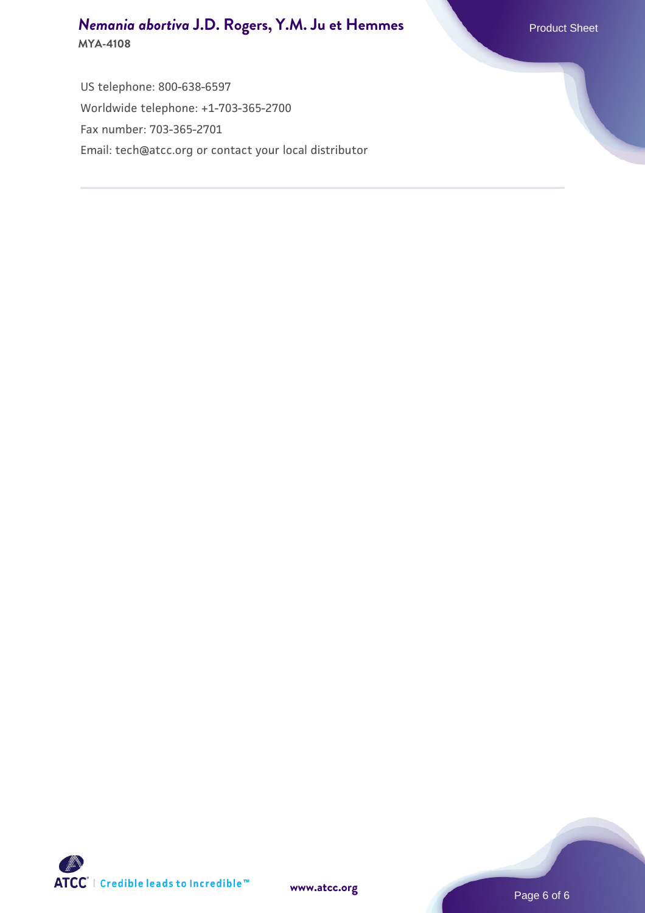US telephone: 800-638-6597

Worldwide telephone: +1-703-365-2700

Fax number: 703-365-2701

Email: tech@atcc.org or contact your local distributor